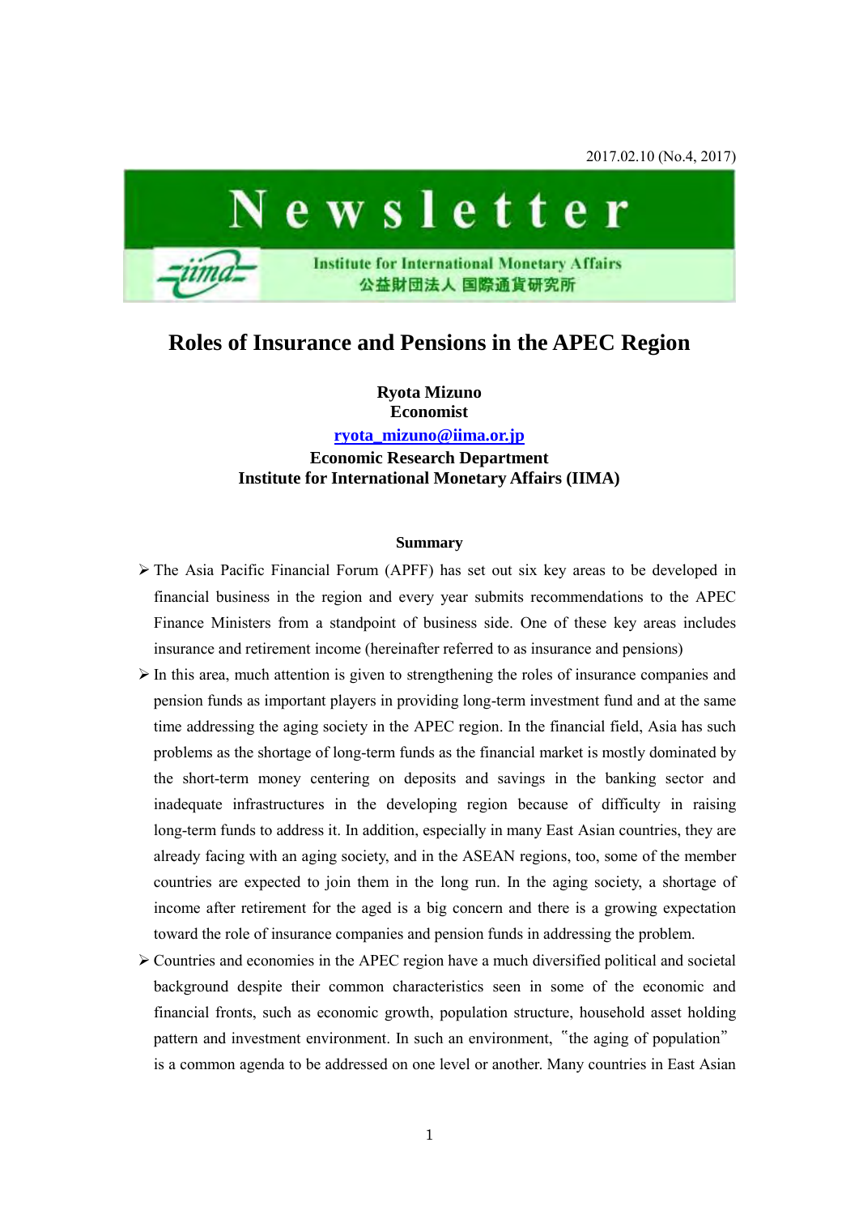2017.02.10 (No.4, 2017)

# Newsletter

Institute for International Monetary Affairs
公益財団法人 国際通貨研究所

## Roles of Insurance and Pensions in the APEC Region

**Ryota Mizuno**
**Economist**
**ryota_mizuno@iima.or.jp**
**Economic Research Department**
**Institute for International Monetary Affairs (IIMA)**

### Summary

- The Asia Pacific Financial Forum (APFF) has set out six key areas to be developed in financial business in the region and every year submits recommendations to the APEC Finance Ministers from a standpoint of business side. One of these key areas includes insurance and retirement income (hereinafter referred to as insurance and pensions)
- In this area, much attention is given to strengthening the roles of insurance companies and pension funds as important players in providing long-term investment fund and at the same time addressing the aging society in the APEC region. In the financial field, Asia has such problems as the shortage of long-term funds as the financial market is mostly dominated by the short-term money centering on deposits and savings in the banking sector and inadequate infrastructures in the developing region because of difficulty in raising long-term funds to address it. In addition, especially in many East Asian countries, they are already facing with an aging society, and in the ASEAN regions, too, some of the member countries are expected to join them in the long run. In the aging society, a shortage of income after retirement for the aged is a big concern and there is a growing expectation toward the role of insurance companies and pension funds in addressing the problem.
- Countries and economies in the APEC region have a much diversified political and societal background despite their common characteristics seen in some of the economic and financial fronts, such as economic growth, population structure, household asset holding pattern and investment environment. In such an environment, "the aging of population" is a common agenda to be addressed on one level or another. Many countries in East Asian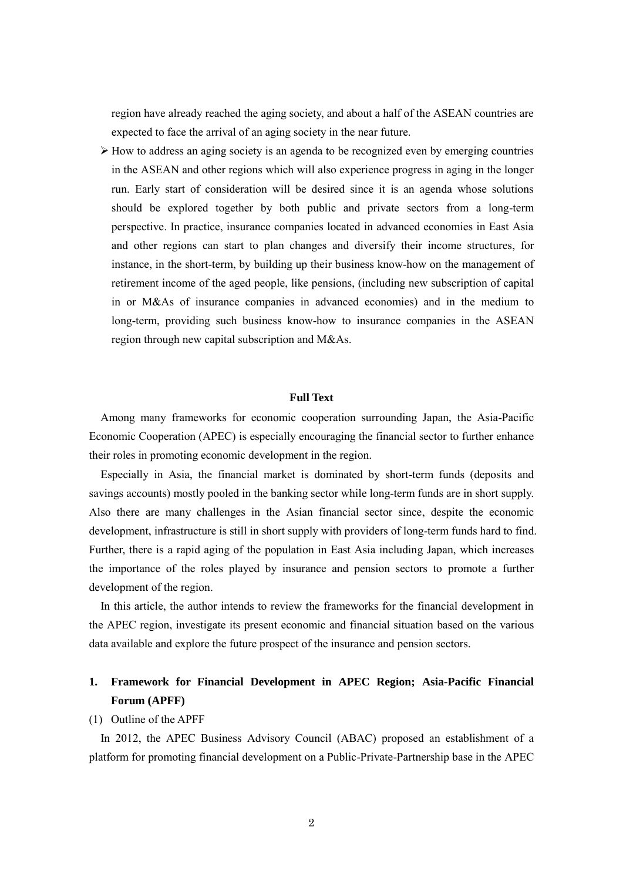region have already reached the aging society, and about a half of the ASEAN countries are expected to face the arrival of an aging society in the near future.

- How to address an aging society is an agenda to be recognized even by emerging countries in the ASEAN and other regions which will also experience progress in aging in the longer run. Early start of consideration will be desired since it is an agenda whose solutions should be explored together by both public and private sectors from a long-term perspective. In practice, insurance companies located in advanced economies in East Asia and other regions can start to plan changes and diversify their income structures, for instance, in the short-term, by building up their business know-how on the management of retirement income of the aged people, like pensions, (including new subscription of capital in or M&As of insurance companies in advanced economies) and in the medium to long-term, providing such business know-how to insurance companies in the ASEAN region through new capital subscription and M&As.

**Full Text**

Among many frameworks for economic cooperation surrounding Japan, the Asia-Pacific Economic Cooperation (APEC) is especially encouraging the financial sector to further enhance their roles in promoting economic development in the region.

Especially in Asia, the financial market is dominated by short-term funds (deposits and savings accounts) mostly pooled in the banking sector while long-term funds are in short supply. Also there are many challenges in the Asian financial sector since, despite the economic development, infrastructure is still in short supply with providers of long-term funds hard to find. Further, there is a rapid aging of the population in East Asia including Japan, which increases the importance of the roles played by insurance and pension sectors to promote a further development of the region.

In this article, the author intends to review the frameworks for the financial development in the APEC region, investigate its present economic and financial situation based on the various data available and explore the future prospect of the insurance and pension sectors.

## 1. Framework for Financial Development in APEC Region; Asia-Pacific Financial Forum (APFF)

(1) Outline of the APFF

In 2012, the APEC Business Advisory Council (ABAC) proposed an establishment of a platform for promoting financial development on a Public-Private-Partnership base in the APEC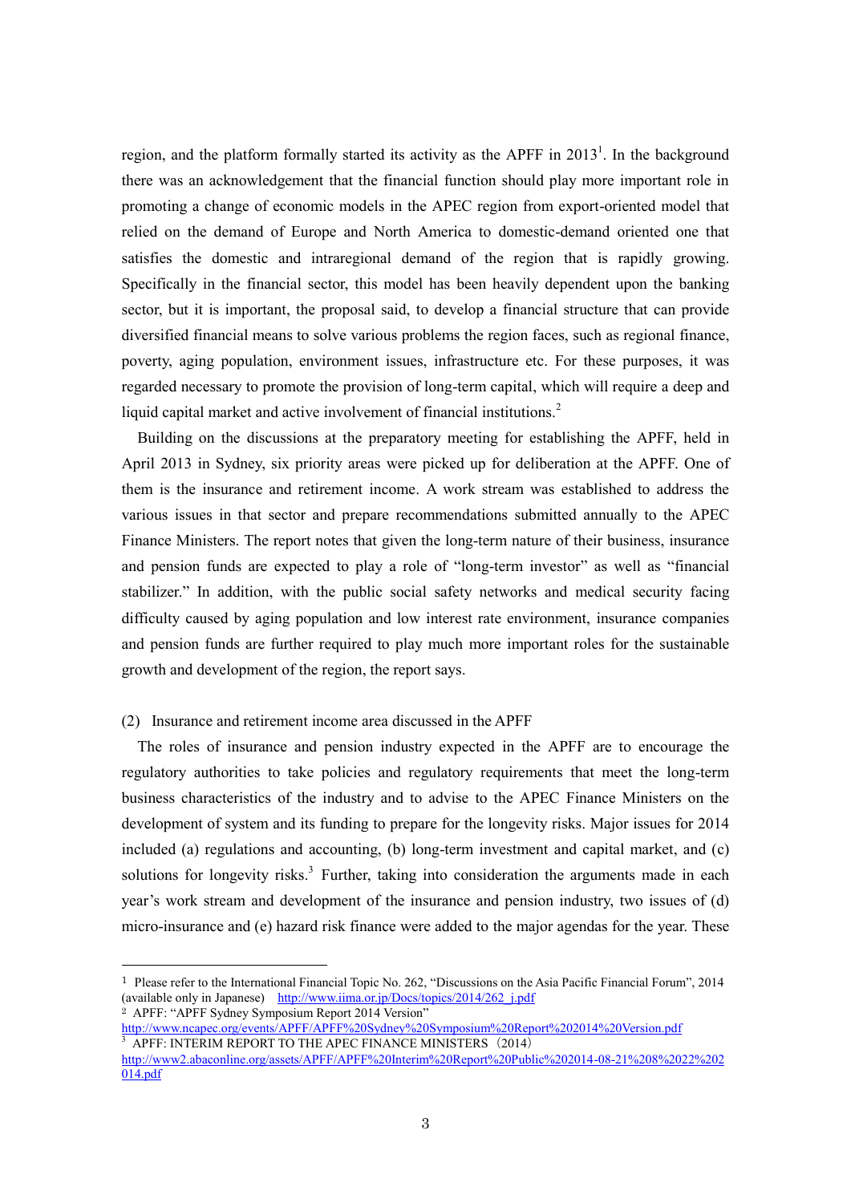region, and the platform formally started its activity as the APFF in 2013[1]. In the background there was an acknowledgement that the financial function should play more important role in promoting a change of economic models in the APEC region from export-oriented model that relied on the demand of Europe and North America to domestic-demand oriented one that satisfies the domestic and intraregional demand of the region that is rapidly growing. Specifically in the financial sector, this model has been heavily dependent upon the banking sector, but it is important, the proposal said, to develop a financial structure that can provide diversified financial means to solve various problems the region faces, such as regional finance, poverty, aging population, environment issues, infrastructure etc. For these purposes, it was regarded necessary to promote the provision of long-term capital, which will require a deep and liquid capital market and active involvement of financial institutions.[2]

Building on the discussions at the preparatory meeting for establishing the APFF, held in April 2013 in Sydney, six priority areas were picked up for deliberation at the APFF. One of them is the insurance and retirement income. A work stream was established to address the various issues in that sector and prepare recommendations submitted annually to the APEC Finance Ministers. The report notes that given the long-term nature of their business, insurance and pension funds are expected to play a role of "long-term investor" as well as "financial stabilizer." In addition, with the public social safety networks and medical security facing difficulty caused by aging population and low interest rate environment, insurance companies and pension funds are further required to play much more important roles for the sustainable growth and development of the region, the report says.

(2) Insurance and retirement income area discussed in the APFF

The roles of insurance and pension industry expected in the APFF are to encourage the regulatory authorities to take policies and regulatory requirements that meet the long-term business characteristics of the industry and to advise to the APEC Finance Ministers on the development of system and its funding to prepare for the longevity risks. Major issues for 2014 included (a) regulations and accounting, (b) long-term investment and capital market, and (c) solutions for longevity risks.[3] Further, taking into consideration the arguments made in each year's work stream and development of the insurance and pension industry, two issues of (d) micro-insurance and (e) hazard risk finance were added to the major agendas for the year. These

---

[1] Please refer to the International Financial Topic No. 262, "Discussions on the Asia Pacific Financial Forum", 2014 (available only in Japanese) http://www.iima.or.jp/Docs/topics/2014/262_j.pdf

[2] APFF: "APFF Sydney Symposium Report 2014 Version" http://www.ncapec.org/events/APFF/APFF%20Sydney%20Symposium%20Report%202014%20Version.pdf

[3] APFF: INTERIM REPORT TO THE APEC FINANCE MINISTERS（2014） http://www2.abaconline.org/assets/APFF/APFF%20Interim%20Report%20Public%202014-08-21%208%2022%202014.pdf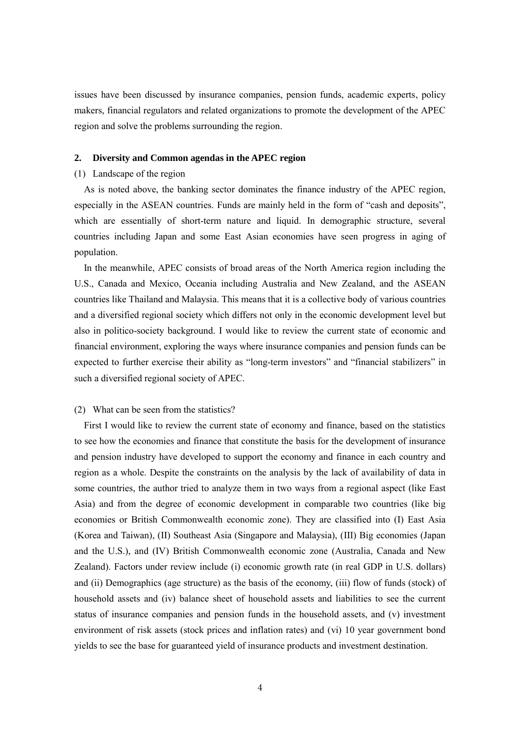issues have been discussed by insurance companies, pension funds, academic experts, policy makers, financial regulators and related organizations to promote the development of the APEC region and solve the problems surrounding the region.

## 2. Diversity and Common agendas in the APEC region

(1) Landscape of the region

As is noted above, the banking sector dominates the finance industry of the APEC region, especially in the ASEAN countries. Funds are mainly held in the form of "cash and deposits", which are essentially of short-term nature and liquid. In demographic structure, several countries including Japan and some East Asian economies have seen progress in aging of population.

In the meanwhile, APEC consists of broad areas of the North America region including the U.S., Canada and Mexico, Oceania including Australia and New Zealand, and the ASEAN countries like Thailand and Malaysia. This means that it is a collective body of various countries and a diversified regional society which differs not only in the economic development level but also in politico-society background. I would like to review the current state of economic and financial environment, exploring the ways where insurance companies and pension funds can be expected to further exercise their ability as "long-term investors" and "financial stabilizers" in such a diversified regional society of APEC.

(2) What can be seen from the statistics?

First I would like to review the current state of economy and finance, based on the statistics to see how the economies and finance that constitute the basis for the development of insurance and pension industry have developed to support the economy and finance in each country and region as a whole. Despite the constraints on the analysis by the lack of availability of data in some countries, the author tried to analyze them in two ways from a regional aspect (like East Asia) and from the degree of economic development in comparable two countries (like big economies or British Commonwealth economic zone). They are classified into (I) East Asia (Korea and Taiwan), (II) Southeast Asia (Singapore and Malaysia), (III) Big economies (Japan and the U.S.), and (IV) British Commonwealth economic zone (Australia, Canada and New Zealand). Factors under review include (i) economic growth rate (in real GDP in U.S. dollars) and (ii) Demographics (age structure) as the basis of the economy, (iii) flow of funds (stock) of household assets and (iv) balance sheet of household assets and liabilities to see the current status of insurance companies and pension funds in the household assets, and (v) investment environment of risk assets (stock prices and inflation rates) and (vi) 10 year government bond yields to see the base for guaranteed yield of insurance products and investment destination.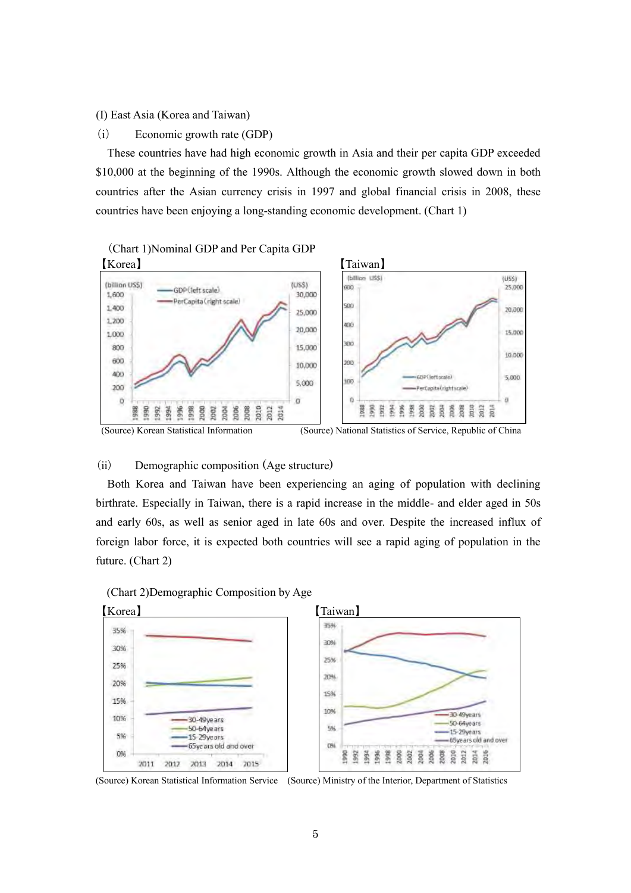(I) East Asia (Korea and Taiwan)

(i) Economic growth rate (GDP)

These countries have had high economic growth in Asia and their per capita GDP exceeded \$10,000 at the beginning of the 1990s. Although the economic growth slowed down in both countries after the Asian currency crisis in 1997 and global financial crisis in 2008, these countries have been enjoying a long-standing economic development. (Chart 1)

(Chart 1)Nominal GDP and Per Capita GDP

【Korea】 【Taiwan】

(Source) Korean Statistical Information (Source) National Statistics of Service, Republic of China

(ii) Demographic composition (Age structure)

Both Korea and Taiwan have been experiencing an aging of population with declining birthrate. Especially in Taiwan, there is a rapid increase in the middle- and elder aged in 50s and early 60s, as well as senior aged in late 60s and over. Despite the increased influx of foreign labor force, it is expected both countries will see a rapid aging of population in the future. (Chart 2)

(Chart 2)Demographic Composition by Age

【Korea】 【Taiwan】

(Source) Korean Statistical Information Service (Source) Ministry of the Interior, Department of Statistics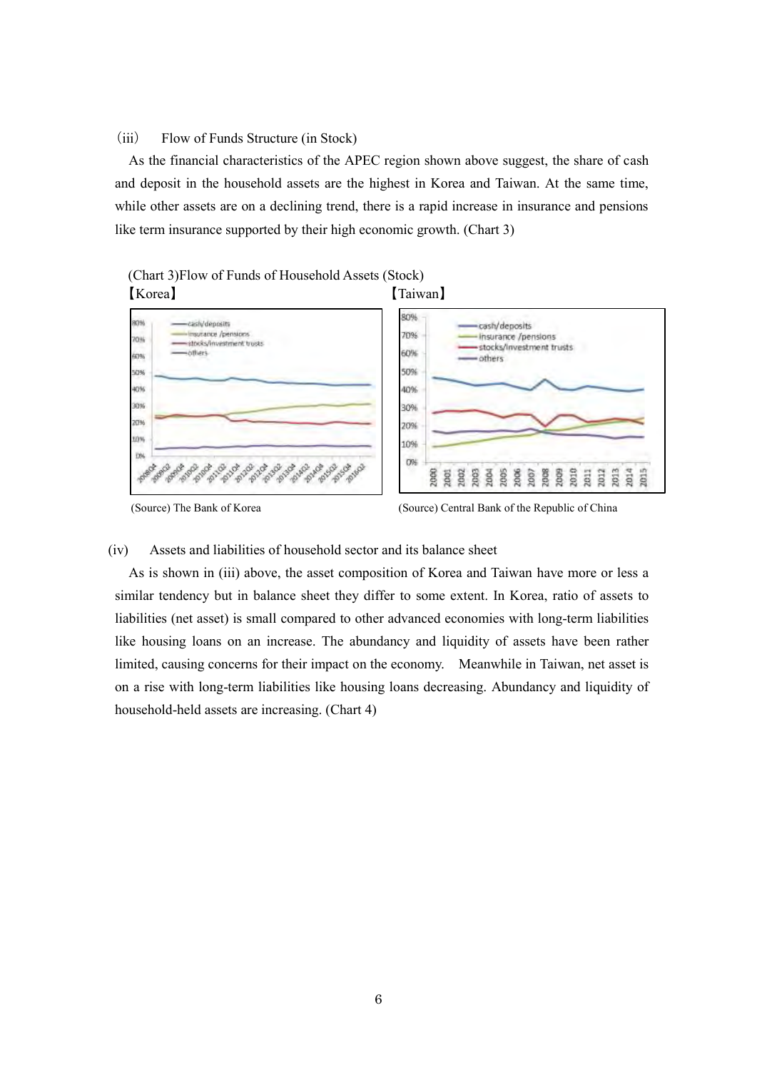(iii) Flow of Funds Structure (in Stock)

As the financial characteristics of the APEC region shown above suggest, the share of cash and deposit in the household assets are the highest in Korea and Taiwan. At the same time, while other assets are on a declining trend, there is a rapid increase in insurance and pensions like term insurance supported by their high economic growth. (Chart 3)

(Chart 3)Flow of Funds of Household Assets (Stock)

【Korea】 【Taiwan】

(Source) The Bank of Korea

(Source) Central Bank of the Republic of China

(iv) Assets and liabilities of household sector and its balance sheet

As is shown in (iii) above, the asset composition of Korea and Taiwan have more or less a similar tendency but in balance sheet they differ to some extent. In Korea, ratio of assets to liabilities (net asset) is small compared to other advanced economies with long-term liabilities like housing loans on an increase. The abundancy and liquidity of assets have been rather limited, causing concerns for their impact on the economy. Meanwhile in Taiwan, net asset is on a rise with long-term liabilities like housing loans decreasing. Abundancy and liquidity of household-held assets are increasing. (Chart 4)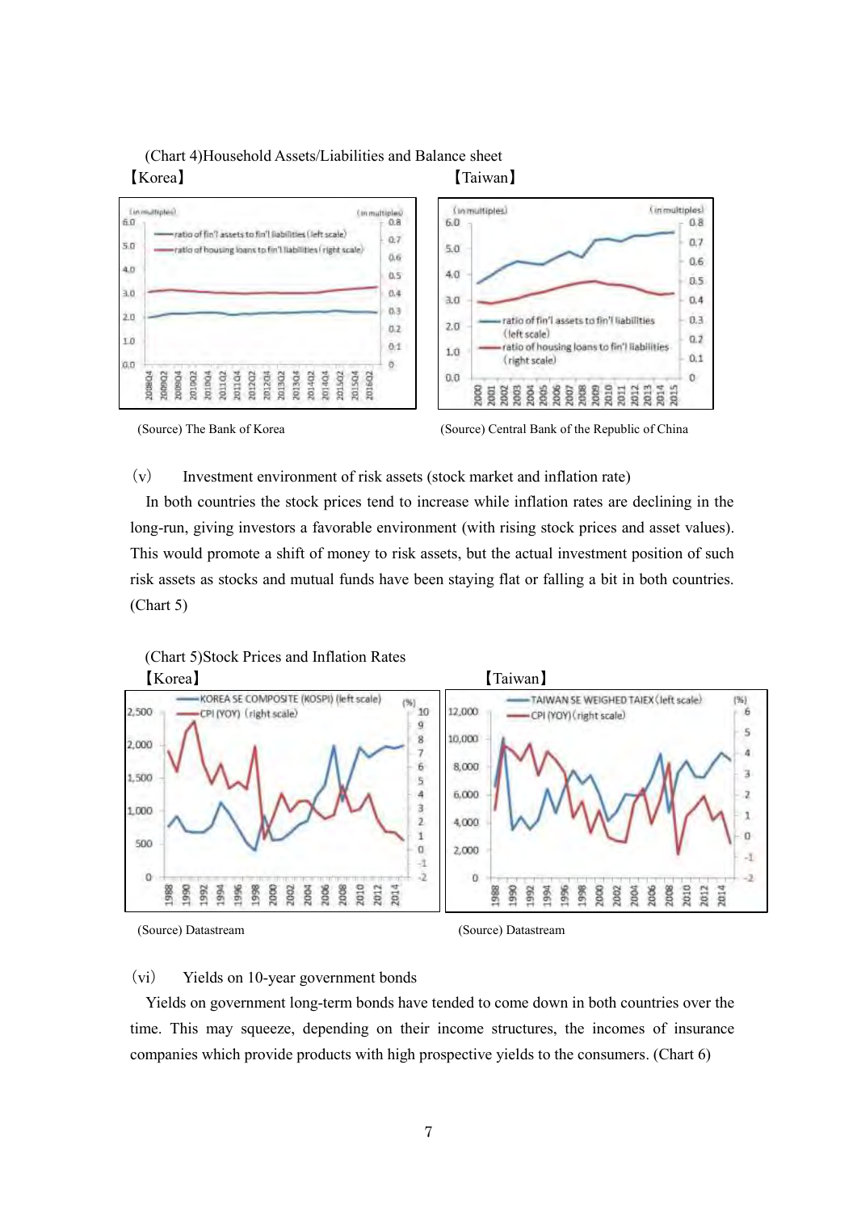(Chart 4)Household Assets/Liabilities and Balance sheet

【Korea】 【Taiwan】

(Source) The Bank of Korea (Source) Central Bank of the Republic of China

(v) Investment environment of risk assets (stock market and inflation rate)

In both countries the stock prices tend to increase while inflation rates are declining in the long-run, giving investors a favorable environment (with rising stock prices and asset values). This would promote a shift of money to risk assets, but the actual investment position of such risk assets as stocks and mutual funds have been staying flat or falling a bit in both countries. (Chart 5)

(Chart 5)Stock Prices and Inflation Rates

【Korea】 【Taiwan】

(Source) Datastream (Source) Datastream

(vi) Yields on 10-year government bonds

Yields on government long-term bonds have tended to come down in both countries over the time. This may squeeze, depending on their income structures, the incomes of insurance companies which provide products with high prospective yields to the consumers. (Chart 6)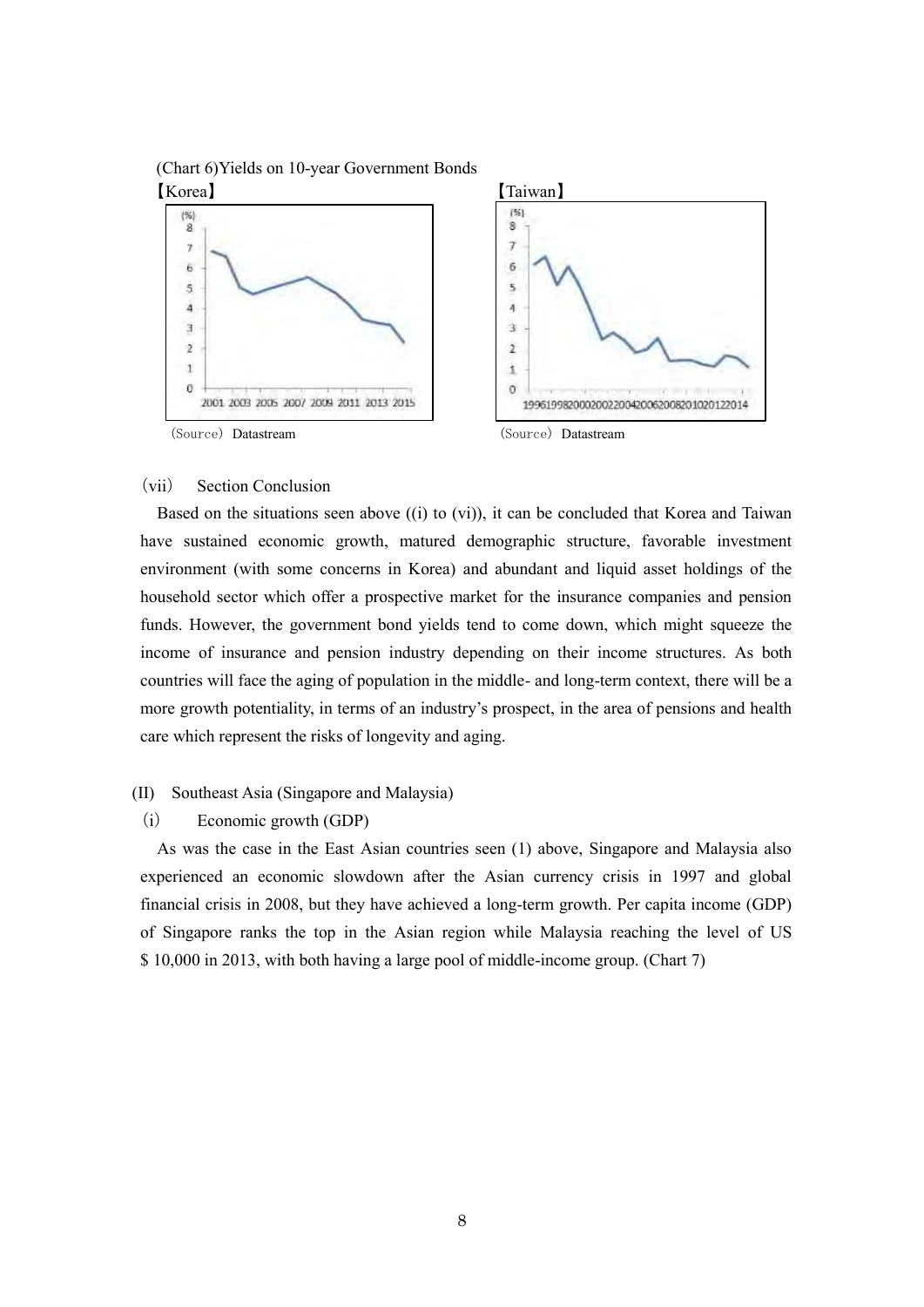(Chart 6)Yields on 10-year Government Bonds

【Korea】 【Taiwan】

(Source) Datastream (Source) Datastream

(vii) Section Conclusion

Based on the situations seen above ((i) to (vi)), it can be concluded that Korea and Taiwan have sustained economic growth, matured demographic structure, favorable investment environment (with some concerns in Korea) and abundant and liquid asset holdings of the household sector which offer a prospective market for the insurance companies and pension funds. However, the government bond yields tend to come down, which might squeeze the income of insurance and pension industry depending on their income structures. As both countries will face the aging of population in the middle- and long-term context, there will be a more growth potentiality, in terms of an industry's prospect, in the area of pensions and health care which represent the risks of longevity and aging.

(II) Southeast Asia (Singapore and Malaysia)

(i) Economic growth (GDP)

As was the case in the East Asian countries seen (1) above, Singapore and Malaysia also experienced an economic slowdown after the Asian currency crisis in 1997 and global financial crisis in 2008, but they have achieved a long-term growth. Per capita income (GDP) of Singapore ranks the top in the Asian region while Malaysia reaching the level of US $ 10,000 in 2013, with both having a large pool of middle-income group. (Chart 7)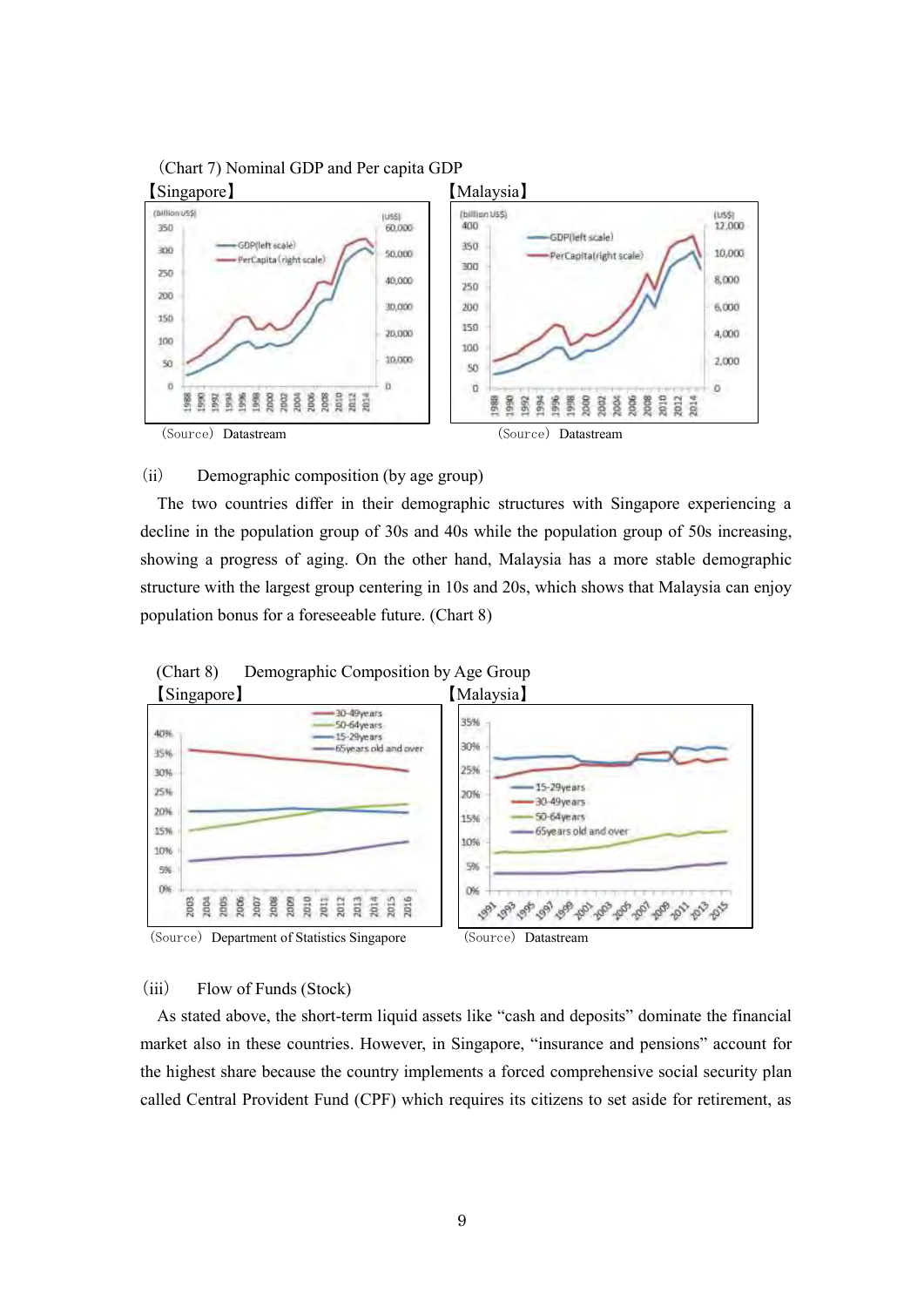(Chart 7) Nominal GDP and Per capita GDP

【Singapore】 【Malaysia】

(Source) Datastream (Source) Datastream

(ii) Demographic composition (by age group)

The two countries differ in their demographic structures with Singapore experiencing a decline in the population group of 30s and 40s while the population group of 50s increasing, showing a progress of aging. On the other hand, Malaysia has a more stable demographic structure with the largest group centering in 10s and 20s, which shows that Malaysia can enjoy population bonus for a foreseeable future. (Chart 8)

(Chart 8) Demographic Composition by Age Group

【Singapore】 【Malaysia】

(Source) Department of Statistics Singapore (Source) Datastream

(iii) Flow of Funds (Stock)

As stated above, the short-term liquid assets like "cash and deposits" dominate the financial market also in these countries. However, in Singapore, "insurance and pensions" account for the highest share because the country implements a forced comprehensive social security plan called Central Provident Fund (CPF) which requires its citizens to set aside for retirement, as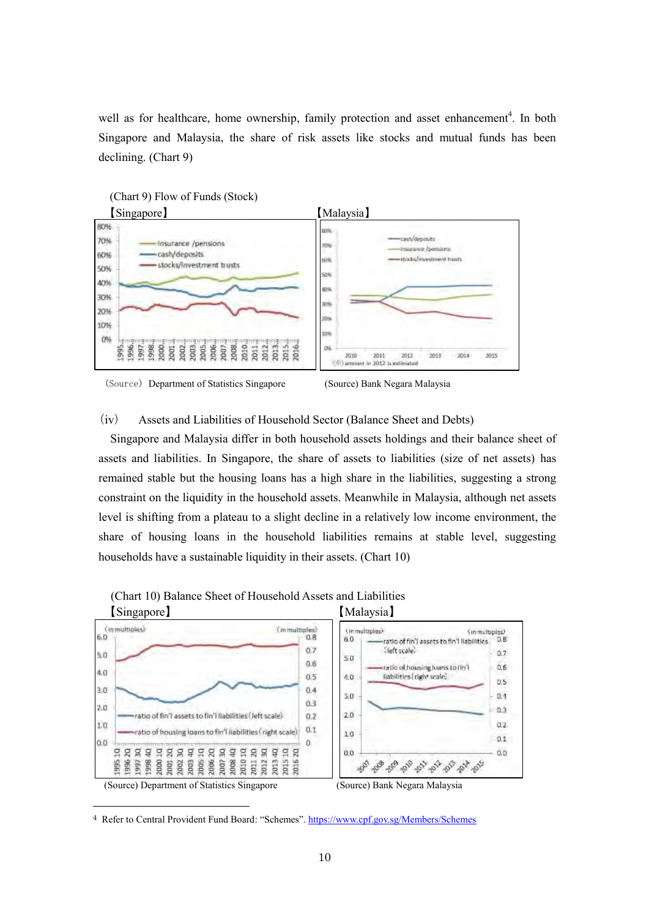well as for healthcare, home ownership, family protection and asset enhancement[4]. In both Singapore and Malaysia, the share of risk assets like stocks and mutual funds has been declining. (Chart 9)

(Chart 9) Flow of Funds (Stock)

【Singapore】 【Malaysia】

(Source) Department of Statistics Singapore (Source) Bank Negara Malaysia

(iv) Assets and Liabilities of Household Sector (Balance Sheet and Debts)

Singapore and Malaysia differ in both household assets holdings and their balance sheet of assets and liabilities. In Singapore, the share of assets to liabilities (size of net assets) has remained stable but the housing loans has a high share in the liabilities, suggesting a strong constraint on the liquidity in the household assets. Meanwhile in Malaysia, although net assets level is shifting from a plateau to a slight decline in a relatively low income environment, the share of housing loans in the household liabilities remains at stable level, suggesting households have a sustainable liquidity in their assets. (Chart 10)

(Chart 10) Balance Sheet of Household Assets and Liabilities

【Singapore】 【Malaysia】

(Source) Department of Statistics Singapore (Source) Bank Negara Malaysia

---

4 Refer to Central Provident Fund Board: "Schemes". https://www.cpf.gov.sg/Members/Schemes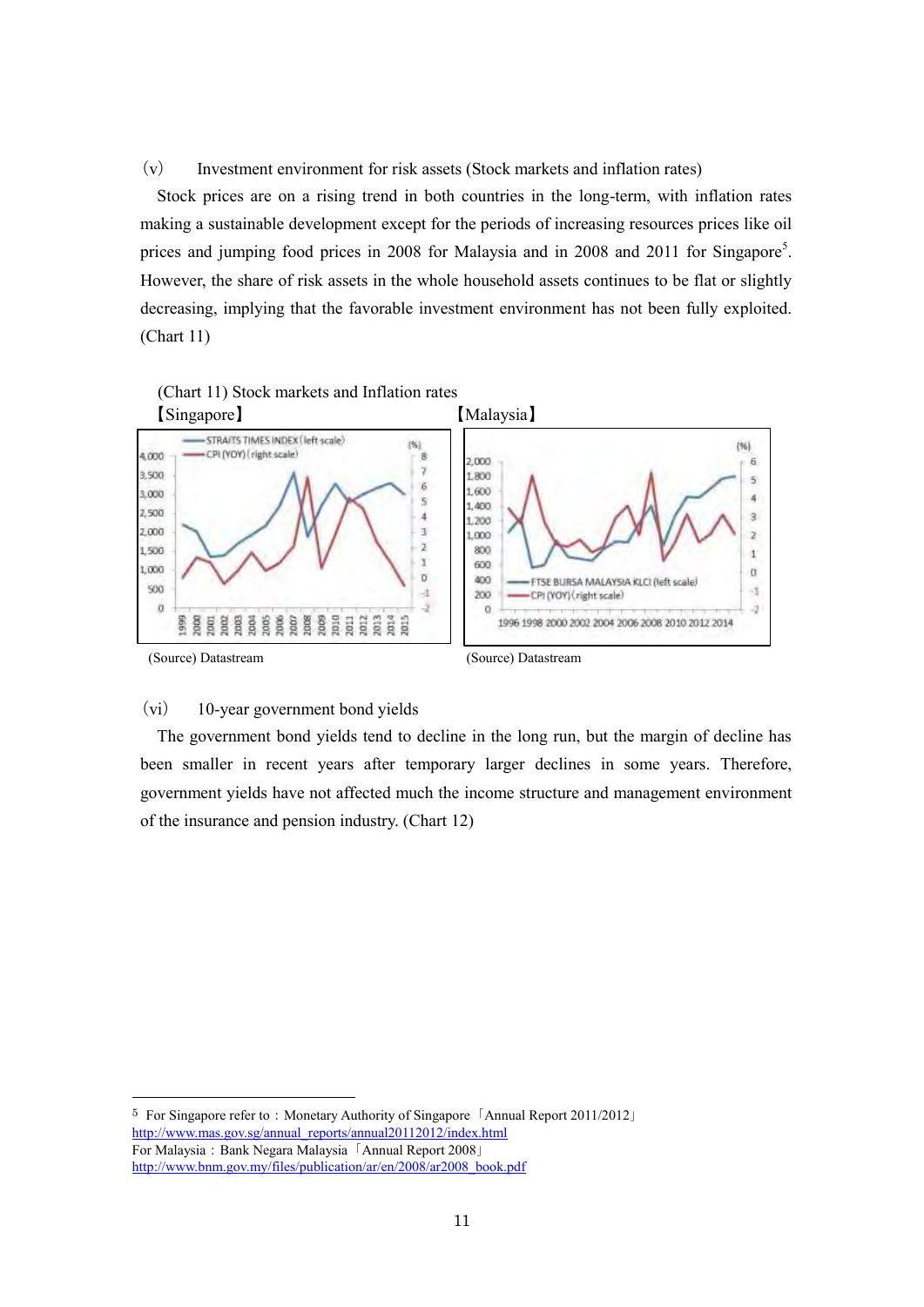（v）　Investment environment for risk assets (Stock markets and inflation rates)

Stock prices are on a rising trend in both countries in the long-term, with inflation rates making a sustainable development except for the periods of increasing resources prices like oil prices and jumping food prices in 2008 for Malaysia and in 2008 and 2011 for Singapore[5]. However, the share of risk assets in the whole household assets continues to be flat or slightly decreasing, implying that the favorable investment environment has not been fully exploited. (Chart 11)

(Chart 11) Stock markets and Inflation rates

【Singapore】

(Source) Datastream

【Malaysia】

(Source) Datastream

（vi）　10-year government bond yields

The government bond yields tend to decline in the long run, but the margin of decline has been smaller in recent years after temporary larger declines in some years. Therefore, government yields have not affected much the income structure and management environment of the insurance and pension industry. (Chart 12)

---

[5] For Singapore refer to：Monetary Authority of Singapore「Annual Report 2011/2012」
http://www.mas.gov.sg/annual_reports/annual20112012/index.html
For Malaysia：Bank Negara Malaysia「Annual Report 2008」
http://www.bnm.gov.my/files/publication/ar/en/2008/ar2008_book.pdf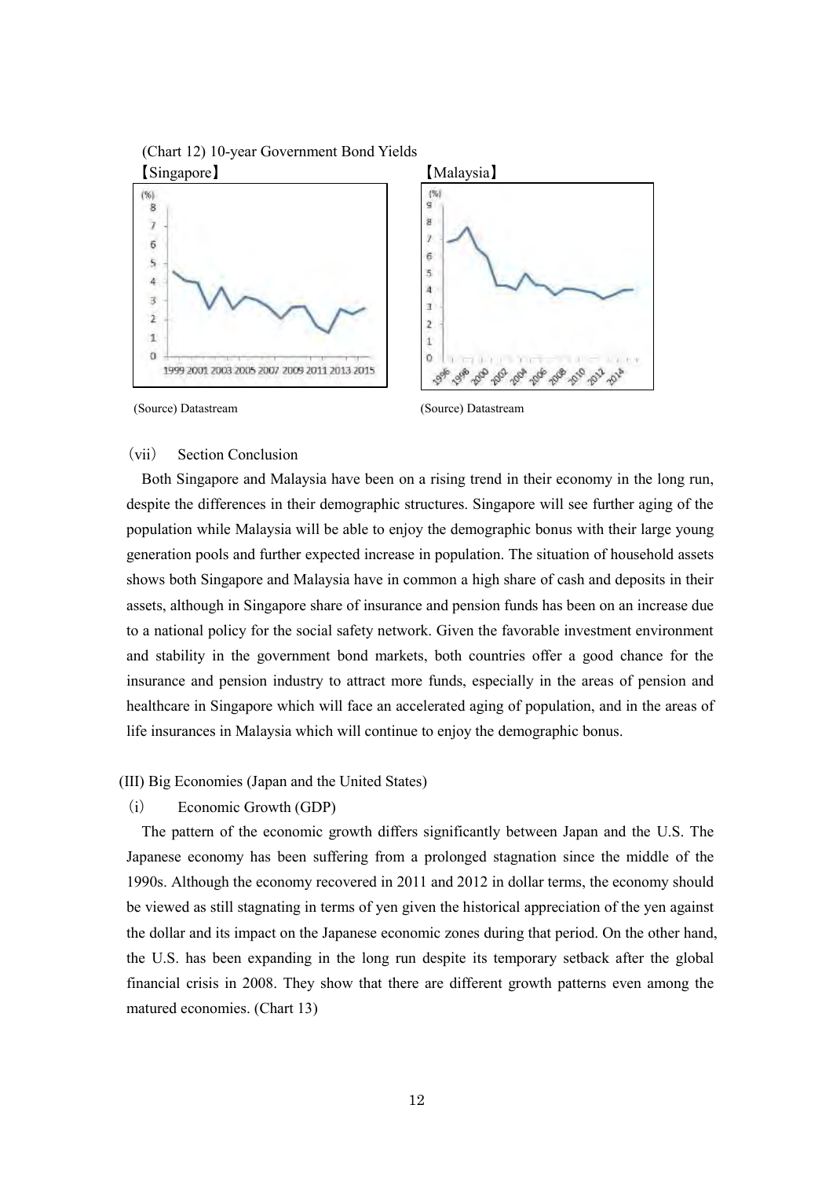(Chart 12) 10-year Government Bond Yields

【Singapore】

(Source) Datastream

【Malaysia】

(Source) Datastream

(vii) Section Conclusion

Both Singapore and Malaysia have been on a rising trend in their economy in the long run, despite the differences in their demographic structures. Singapore will see further aging of the population while Malaysia will be able to enjoy the demographic bonus with their large young generation pools and further expected increase in population. The situation of household assets shows both Singapore and Malaysia have in common a high share of cash and deposits in their assets, although in Singapore share of insurance and pension funds has been on an increase due to a national policy for the social safety network. Given the favorable investment environment and stability in the government bond markets, both countries offer a good chance for the insurance and pension industry to attract more funds, especially in the areas of pension and healthcare in Singapore which will face an accelerated aging of population, and in the areas of life insurances in Malaysia which will continue to enjoy the demographic bonus.

## (III) Big Economies (Japan and the United States)

(i) Economic Growth (GDP)

The pattern of the economic growth differs significantly between Japan and the U.S. The Japanese economy has been suffering from a prolonged stagnation since the middle of the 1990s. Although the economy recovered in 2011 and 2012 in dollar terms, the economy should be viewed as still stagnating in terms of yen given the historical appreciation of the yen against the dollar and its impact on the Japanese economic zones during that period. On the other hand, the U.S. has been expanding in the long run despite its temporary setback after the global financial crisis in 2008. They show that there are different growth patterns even among the matured economies. (Chart 13)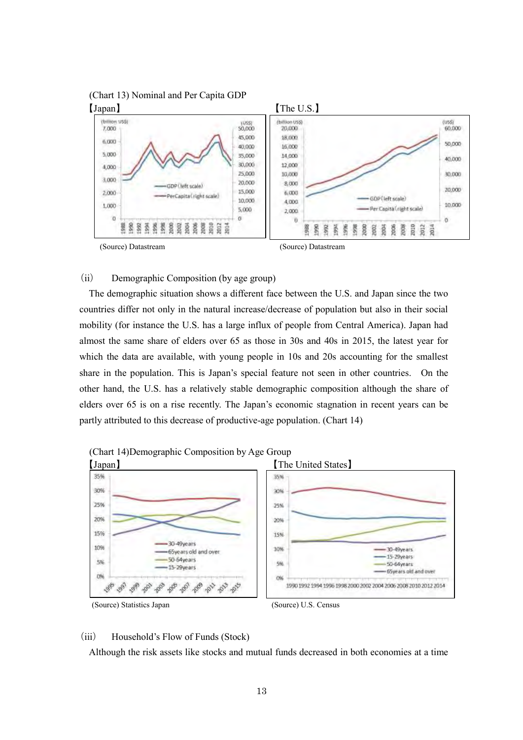(Chart 13) Nominal and Per Capita GDP

【Japan】 【The U.S.】

(Source) Datastream (Source) Datastream

(ii) Demographic Composition (by age group)

The demographic situation shows a different face between the U.S. and Japan since the two countries differ not only in the natural increase/decrease of population but also in their social mobility (for instance the U.S. has a large influx of people from Central America). Japan had almost the same share of elders over 65 as those in 30s and 40s in 2015, the latest year for which the data are available, with young people in 10s and 20s accounting for the smallest share in the population. This is Japan's special feature not seen in other countries. On the other hand, the U.S. has a relatively stable demographic composition although the share of elders over 65 is on a rise recently. The Japan's economic stagnation in recent years can be partly attributed to this decrease of productive-age population. (Chart 14)

(Chart 14)Demographic Composition by Age Group

【Japan】 【The United States】

(Source) Statistics Japan (Source) U.S. Census

(iii) Household's Flow of Funds (Stock)

Although the risk assets like stocks and mutual funds decreased in both economies at a time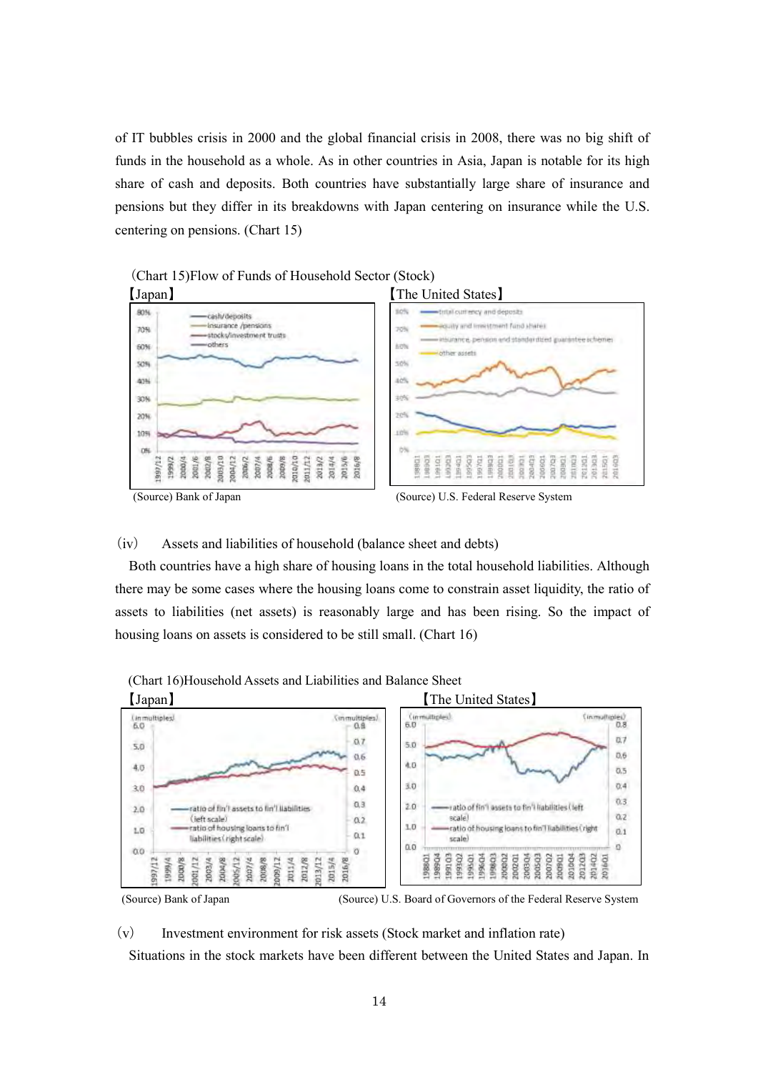of IT bubbles crisis in 2000 and the global financial crisis in 2008, there was no big shift of funds in the household as a whole. As in other countries in Asia, Japan is notable for its high share of cash and deposits. Both countries have substantially large share of insurance and pensions but they differ in its breakdowns with Japan centering on insurance while the U.S. centering on pensions. (Chart 15)

(Chart 15)Flow of Funds of Household Sector (Stock)

【Japan】

(Source) Bank of Japan

【The United States】

(Source) U.S. Federal Reserve System

(iv) Assets and liabilities of household (balance sheet and debts)

Both countries have a high share of housing loans in the total household liabilities. Although there may be some cases where the housing loans come to constrain asset liquidity, the ratio of assets to liabilities (net assets) is reasonably large and has been rising. So the impact of housing loans on assets is considered to be still small. (Chart 16)

(Chart 16)Household Assets and Liabilities and Balance Sheet

【Japan】

(Source) Bank of Japan

【The United States】

(Source) U.S. Board of Governors of the Federal Reserve System

(v) Investment environment for risk assets (Stock market and inflation rate)

Situations in the stock markets have been different between the United States and Japan. In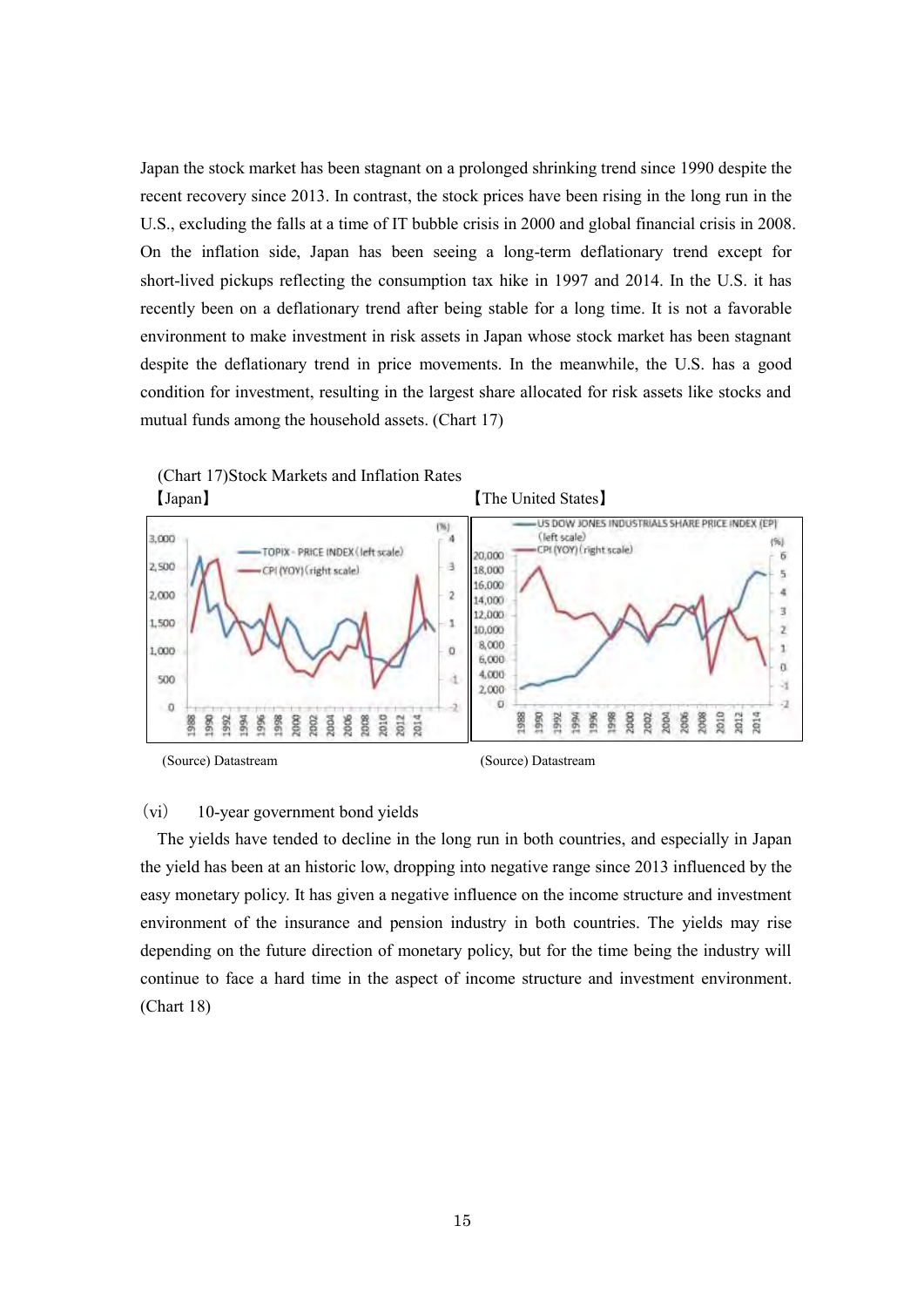Japan the stock market has been stagnant on a prolonged shrinking trend since 1990 despite the recent recovery since 2013. In contrast, the stock prices have been rising in the long run in the U.S., excluding the falls at a time of IT bubble crisis in 2000 and global financial crisis in 2008. On the inflation side, Japan has been seeing a long-term deflationary trend except for short-lived pickups reflecting the consumption tax hike in 1997 and 2014. In the U.S. it has recently been on a deflationary trend after being stable for a long time. It is not a favorable environment to make investment in risk assets in Japan whose stock market has been stagnant despite the deflationary trend in price movements. In the meanwhile, the U.S. has a good condition for investment, resulting in the largest share allocated for risk assets like stocks and mutual funds among the household assets. (Chart 17)

(Chart 17)Stock Markets and Inflation Rates

【Japan】

(Source) Datastream

【The United States】

(Source) Datastream

（vi） 10-year government bond yields

The yields have tended to decline in the long run in both countries, and especially in Japan the yield has been at an historic low, dropping into negative range since 2013 influenced by the easy monetary policy. It has given a negative influence on the income structure and investment environment of the insurance and pension industry in both countries. The yields may rise depending on the future direction of monetary policy, but for the time being the industry will continue to face a hard time in the aspect of income structure and investment environment. (Chart 18)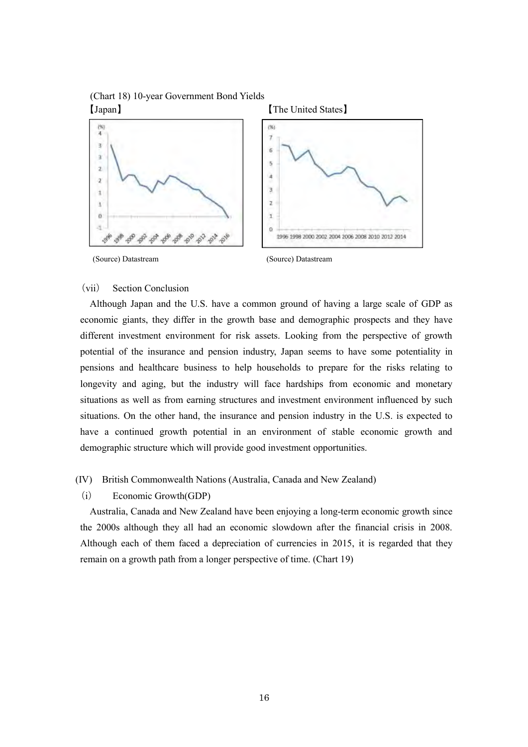(Chart 18) 10-year Government Bond Yields

【Japan】　　　　　　　　　　　　　　　　【The United States】

(Source) Datastream　　　　　　　　　　(Source) Datastream

(vii) Section Conclusion

Although Japan and the U.S. have a common ground of having a large scale of GDP as economic giants, they differ in the growth base and demographic prospects and they have different investment environment for risk assets. Looking from the perspective of growth potential of the insurance and pension industry, Japan seems to have some potentiality in pensions and healthcare business to help households to prepare for the risks relating to longevity and aging, but the industry will face hardships from economic and monetary situations as well as from earning structures and investment environment influenced by such situations. On the other hand, the insurance and pension industry in the U.S. is expected to have a continued growth potential in an environment of stable economic growth and demographic structure which will provide good investment opportunities.

(IV) British Commonwealth Nations (Australia, Canada and New Zealand)

(i) Economic Growth(GDP)

Australia, Canada and New Zealand have been enjoying a long-term economic growth since the 2000s although they all had an economic slowdown after the financial crisis in 2008. Although each of them faced a depreciation of currencies in 2015, it is regarded that they remain on a growth path from a longer perspective of time. (Chart 19)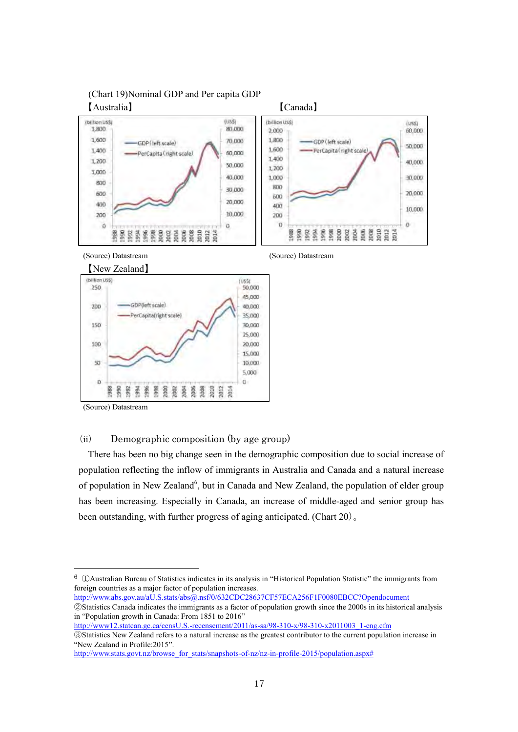(Chart 19)Nominal GDP and Per capita GDP

【Australia】

(Source) Datastream

【Canada】

(Source) Datastream

【New Zealand】

(Source) Datastream

(ii) Demographic composition (by age group)

There has been no big change seen in the demographic composition due to social increase of population reflecting the inflow of immigrants in Australia and Canada and a natural increase of population in New Zealand[6], but in Canada and New Zealand, the population of elder group has been increasing. Especially in Canada, an increase of middle-aged and senior group has been outstanding, with further progress of aging anticipated. (Chart 20)。

---

[6] ①Australian Bureau of Statistics indicates in its analysis in “Historical Population Statistic” the immigrants from foreign countries as a major factor of population increases.
http://www.abs.gov.au/aU.S.stats/abs@.nsf/0/632CDC28637CF57ECA256F1F0080EBCC?Opendocument
②Statistics Canada indicates the immigrants as a factor of population growth since the 2000s in its historical analysis in “Population growth in Canada: From 1851 to 2016”
http://www12.statcan.gc.ca/censU.S.-recensement/2011/as-sa/98-310-x/98-310-x2011003_1-eng.cfm
③Statistics New Zealand refers to a natural increase as the greatest contributor to the current population increase in “New Zealand in Profile:2015”.
http://www.stats.govt.nz/browse_for_stats/snapshots-of-nz/nz-in-profile-2015/population.aspx#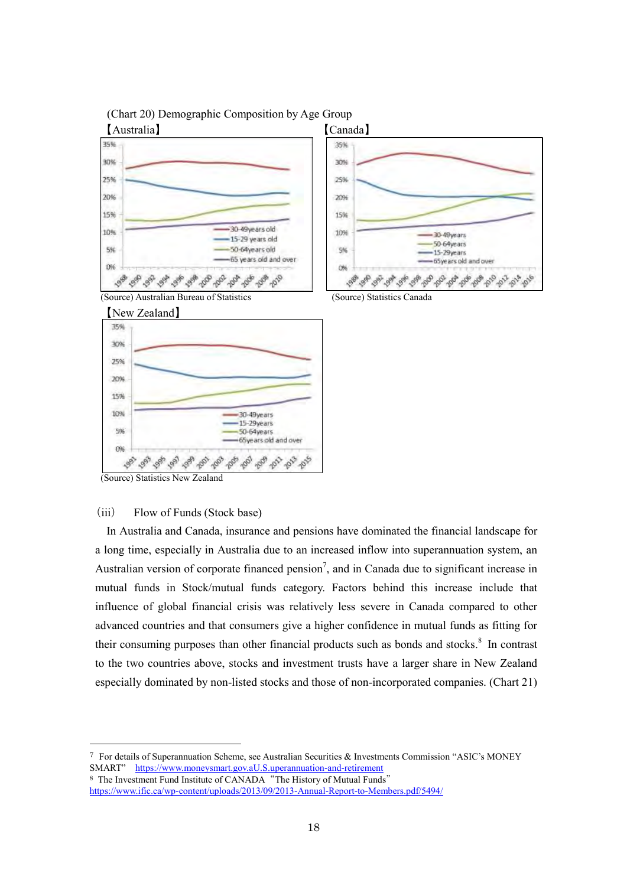(Chart 20) Demographic Composition by Age Group

【Australia】

(Source) Australian Bureau of Statistics

【Canada】

(Source) Statistics Canada

【New Zealand】

(Source) Statistics New Zealand

(iii) Flow of Funds (Stock base)

In Australia and Canada, insurance and pensions have dominated the financial landscape for a long time, especially in Australia due to an increased inflow into superannuation system, an Australian version of corporate financed pension[7], and in Canada due to significant increase in mutual funds in Stock/mutual funds category. Factors behind this increase include that influence of global financial crisis was relatively less severe in Canada compared to other advanced countries and that consumers give a higher confidence in mutual funds as fitting for their consuming purposes than other financial products such as bonds and stocks.[8] In contrast to the two countries above, stocks and investment trusts have a larger share in New Zealand especially dominated by non-listed stocks and those of non-incorporated companies. (Chart 21)

---

7 For details of Superannuation Scheme, see Australian Securities & Investments Commission "ASIC's MONEY SMART" https://www.moneysmart.gov.aU.S.uperannuation-and-retirement

8 The Investment Fund Institute of CANADA "The History of Mutual Funds" https://www.ific.ca/wp-content/uploads/2013/09/2013-Annual-Report-to-Members.pdf/5494/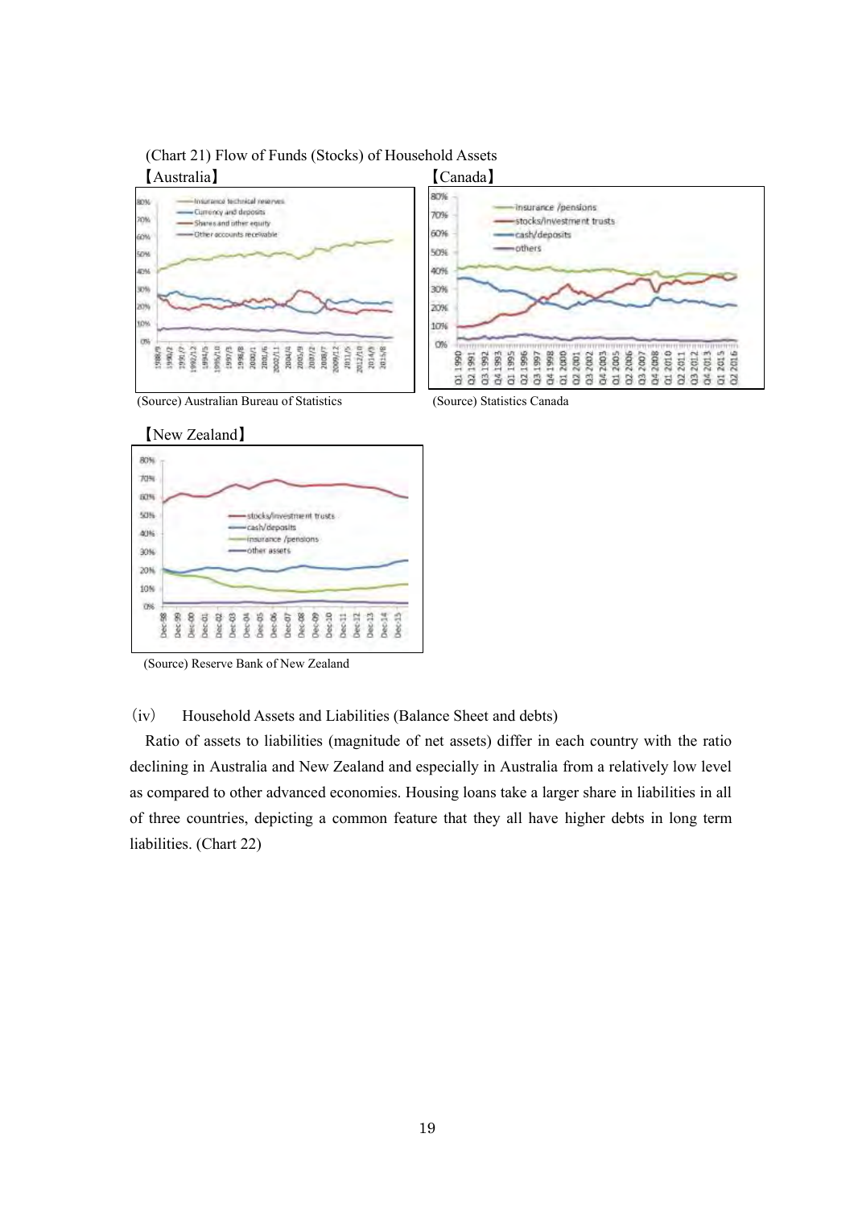(Chart 21) Flow of Funds (Stocks) of Household Assets

【Australia】

(Source) Australian Bureau of Statistics

【Canada】

(Source) Statistics Canada

【New Zealand】

(Source) Reserve Bank of New Zealand

(iv) Household Assets and Liabilities (Balance Sheet and debts)

Ratio of assets to liabilities (magnitude of net assets) differ in each country with the ratio declining in Australia and New Zealand and especially in Australia from a relatively low level as compared to other advanced economies. Housing loans take a larger share in liabilities in all of three countries, depicting a common feature that they all have higher debts in long term liabilities. (Chart 22)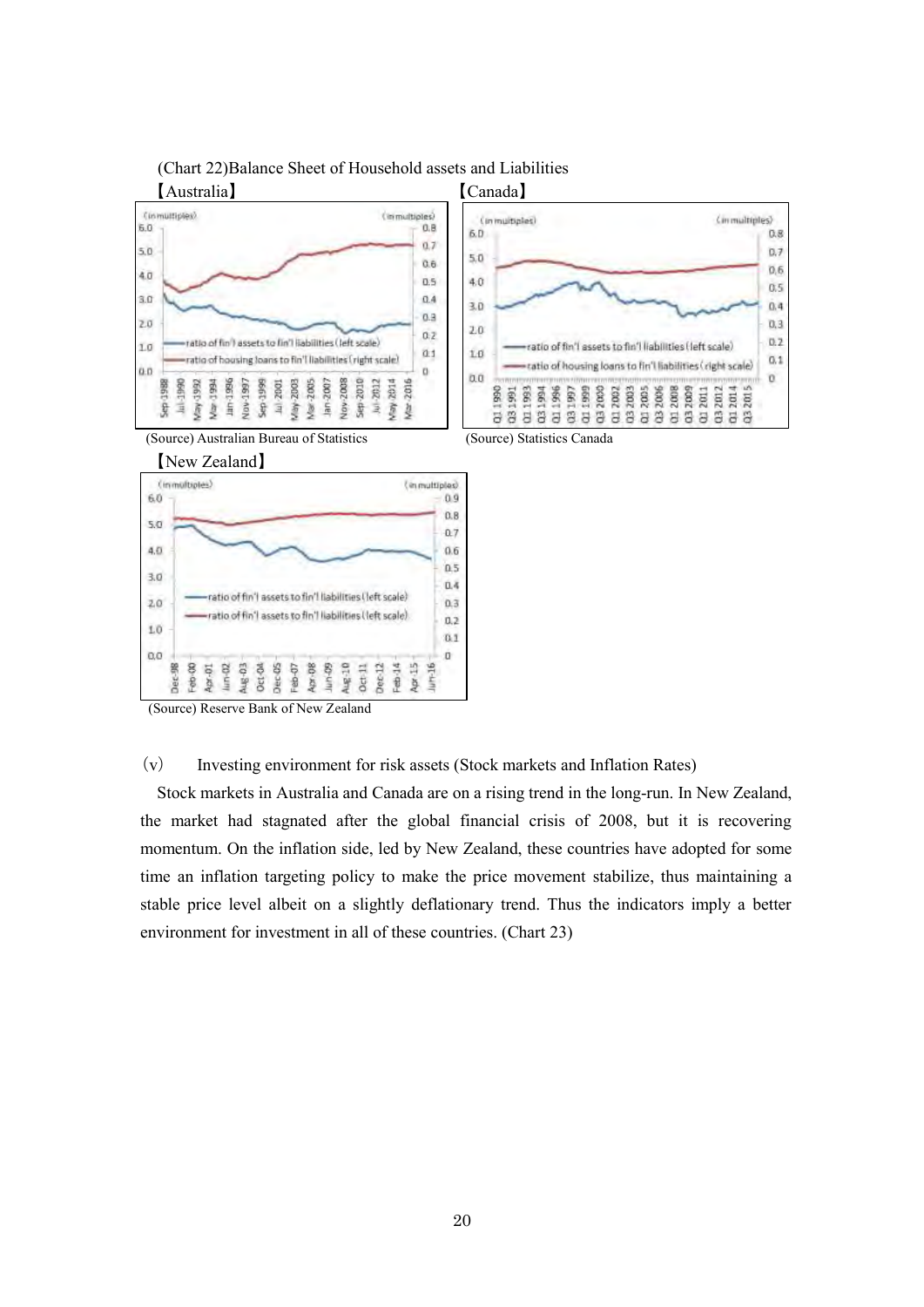(Chart 22)Balance Sheet of Household assets and Liabilities

【Australia】

(Source) Australian Bureau of Statistics

【Canada】

(Source) Statistics Canada

【New Zealand】

(Source) Reserve Bank of New Zealand

(v) Investing environment for risk assets (Stock markets and Inflation Rates)

Stock markets in Australia and Canada are on a rising trend in the long-run. In New Zealand, the market had stagnated after the global financial crisis of 2008, but it is recovering momentum. On the inflation side, led by New Zealand, these countries have adopted for some time an inflation targeting policy to make the price movement stabilize, thus maintaining a stable price level albeit on a slightly deflationary trend. Thus the indicators imply a better environment for investment in all of these countries. (Chart 23)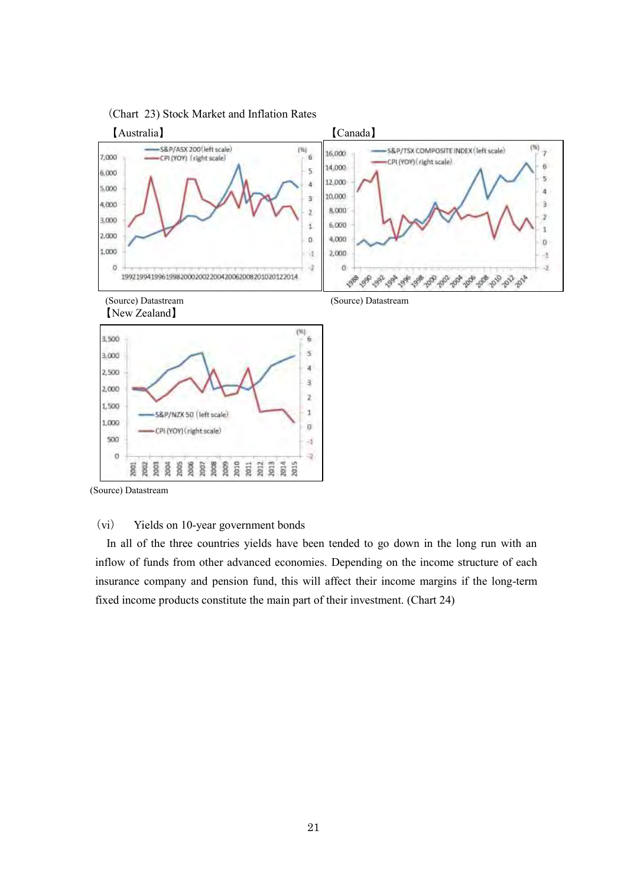(Chart 23) Stock Market and Inflation Rates

【Australia】

(Source) Datastream

【Canada】

(Source) Datastream

【New Zealand】

(Source) Datastream

(vi) Yields on 10-year government bonds

In all of the three countries yields have been tended to go down in the long run with an inflow of funds from other advanced economies. Depending on the income structure of each insurance company and pension fund, this will affect their income margins if the long-term fixed income products constitute the main part of their investment. (Chart 24)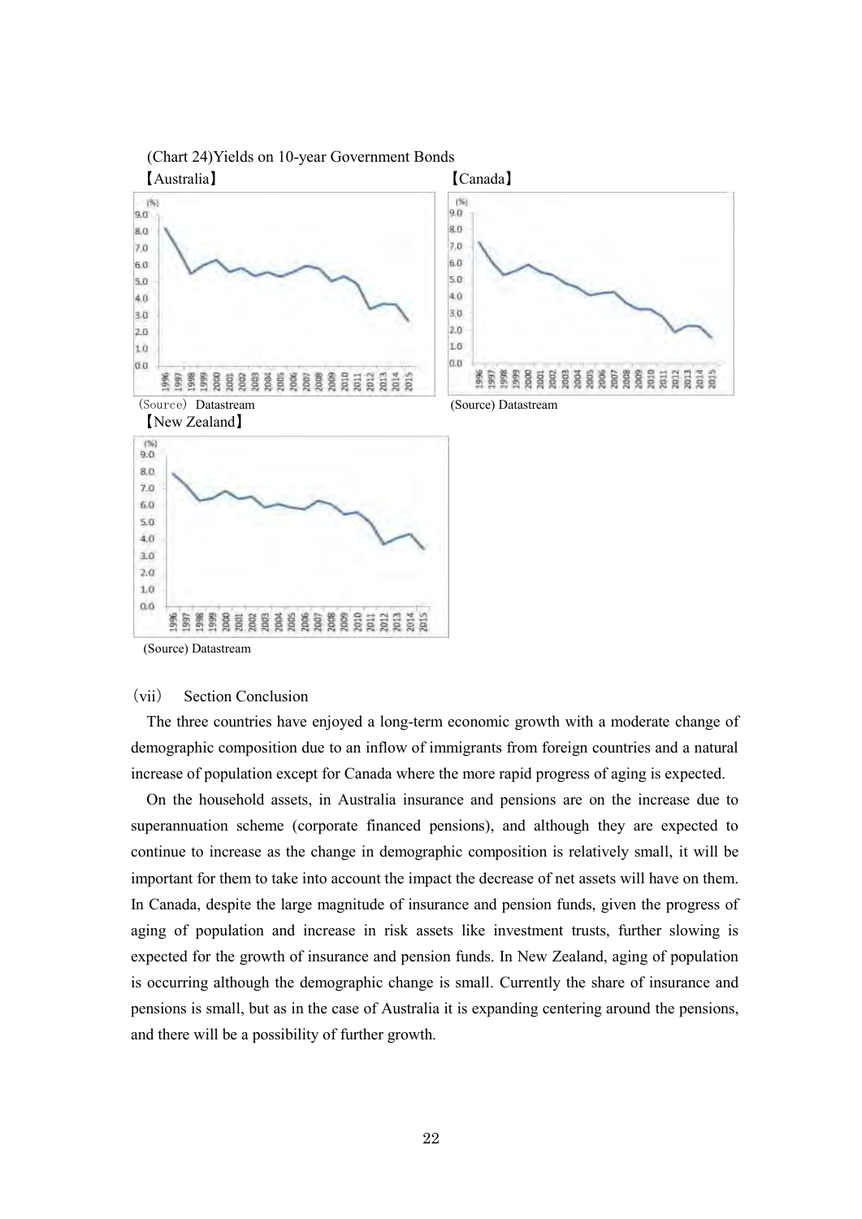(Chart 24)Yields on 10-year Government Bonds

【Australia】

(Source) Datastream

【Canada】

(Source) Datastream

【New Zealand】

(Source) Datastream

(vii) Section Conclusion

The three countries have enjoyed a long-term economic growth with a moderate change of demographic composition due to an inflow of immigrants from foreign countries and a natural increase of population except for Canada where the more rapid progress of aging is expected.

On the household assets, in Australia insurance and pensions are on the increase due to superannuation scheme (corporate financed pensions), and although they are expected to continue to increase as the change in demographic composition is relatively small, it will be important for them to take into account the impact the decrease of net assets will have on them. In Canada, despite the large magnitude of insurance and pension funds, given the progress of aging of population and increase in risk assets like investment trusts, further slowing is expected for the growth of insurance and pension funds. In New Zealand, aging of population is occurring although the demographic change is small. Currently the share of insurance and pensions is small, but as in the case of Australia it is expanding centering around the pensions, and there will be a possibility of further growth.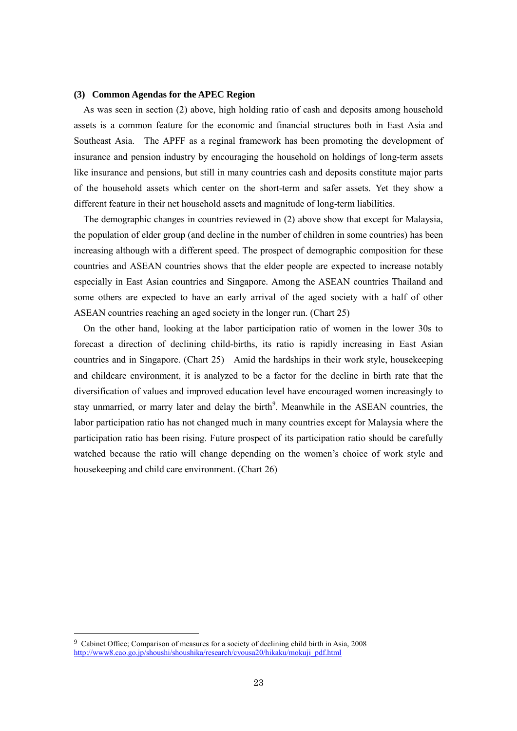### (3) Common Agendas for the APEC Region

As was seen in section (2) above, high holding ratio of cash and deposits among household assets is a common feature for the economic and financial structures both in East Asia and Southeast Asia. The APFF as a reginal framework has been promoting the development of insurance and pension industry by encouraging the household on holdings of long-term assets like insurance and pensions, but still in many countries cash and deposits constitute major parts of the household assets which center on the short-term and safer assets. Yet they show a different feature in their net household assets and magnitude of long-term liabilities.

The demographic changes in countries reviewed in (2) above show that except for Malaysia, the population of elder group (and decline in the number of children in some countries) has been increasing although with a different speed. The prospect of demographic composition for these countries and ASEAN countries shows that the elder people are expected to increase notably especially in East Asian countries and Singapore. Among the ASEAN countries Thailand and some others are expected to have an early arrival of the aged society with a half of other ASEAN countries reaching an aged society in the longer run. (Chart 25)

On the other hand, looking at the labor participation ratio of women in the lower 30s to forecast a direction of declining child-births, its ratio is rapidly increasing in East Asian countries and in Singapore. (Chart 25) Amid the hardships in their work style, housekeeping and childcare environment, it is analyzed to be a factor for the decline in birth rate that the diversification of values and improved education level have encouraged women increasingly to stay unmarried, or marry later and delay the birth[9]. Meanwhile in the ASEAN countries, the labor participation ratio has not changed much in many countries except for Malaysia where the participation ratio has been rising. Future prospect of its participation ratio should be carefully watched because the ratio will change depending on the women's choice of work style and housekeeping and child care environment. (Chart 26)

---

[9] Cabinet Office; Comparison of measures for a society of declining child birth in Asia, 2008 http://www8.cao.go.jp/shoushi/shoushika/research/cyousa20/hikaku/mokuji_pdf.html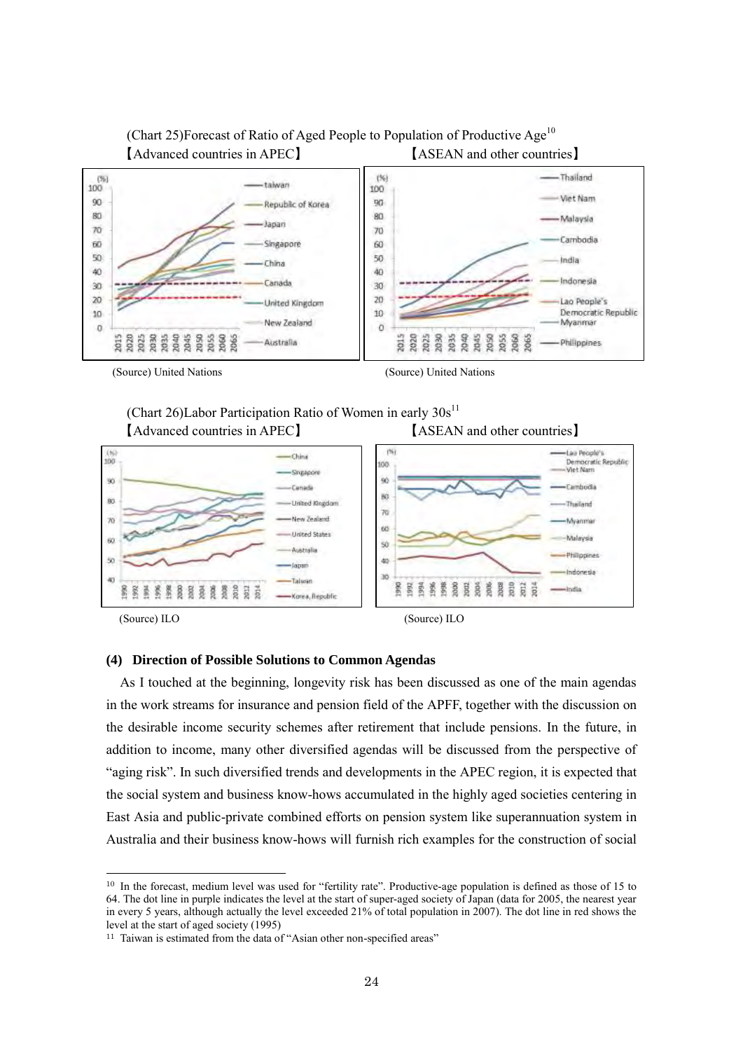(Chart 25)Forecast of Ratio of Aged People to Population of Productive Age[10]

【Advanced countries in APEC】 【ASEAN and other countries】

(Source) United Nations (Source) United Nations

(Chart 26)Labor Participation Ratio of Women in early 30s[11]

【Advanced countries in APEC】 【ASEAN and other countries】

(Source) ILO (Source) ILO

**(4) Direction of Possible Solutions to Common Agendas**

As I touched at the beginning, longevity risk has been discussed as one of the main agendas in the work streams for insurance and pension field of the APFF, together with the discussion on the desirable income security schemes after retirement that include pensions. In the future, in addition to income, many other diversified agendas will be discussed from the perspective of "aging risk". In such diversified trends and developments in the APEC region, it is expected that the social system and business know-hows accumulated in the highly aged societies centering in East Asia and public-private combined efforts on pension system like superannuation system in Australia and their business know-hows will furnish rich examples for the construction of social

---

[10] In the forecast, medium level was used for "fertility rate". Productive-age population is defined as those of 15 to 64. The dot line in purple indicates the level at the start of super-aged society of Japan (data for 2005, the nearest year in every 5 years, although actually the level exceeded 21% of total population in 2007). The dot line in red shows the level at the start of aged society (1995)

[11] Taiwan is estimated from the data of "Asian other non-specified areas"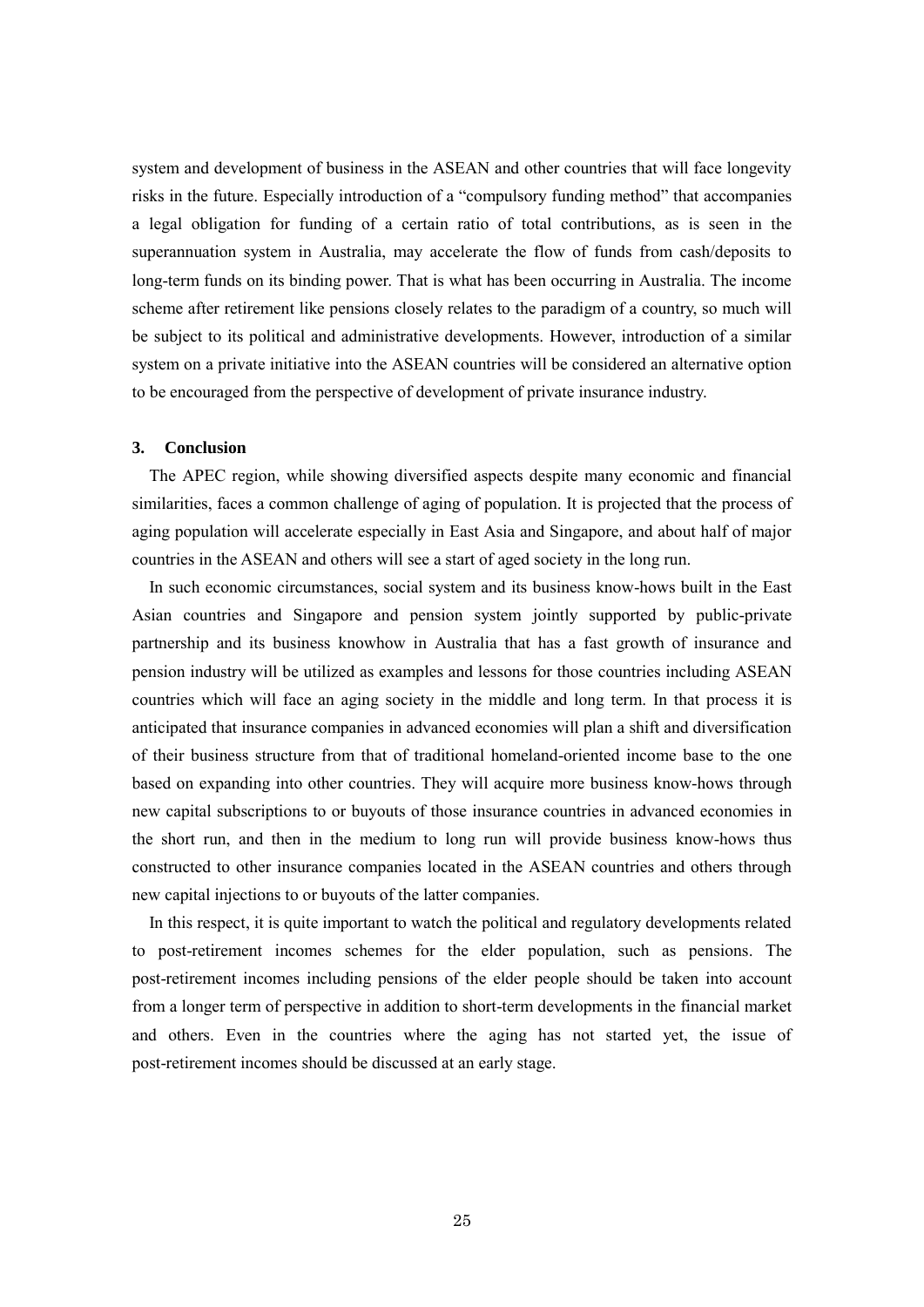system and development of business in the ASEAN and other countries that will face longevity risks in the future. Especially introduction of a "compulsory funding method" that accompanies a legal obligation for funding of a certain ratio of total contributions, as is seen in the superannuation system in Australia, may accelerate the flow of funds from cash/deposits to long-term funds on its binding power. That is what has been occurring in Australia. The income scheme after retirement like pensions closely relates to the paradigm of a country, so much will be subject to its political and administrative developments. However, introduction of a similar system on a private initiative into the ASEAN countries will be considered an alternative option to be encouraged from the perspective of development of private insurance industry.

### 3. Conclusion

The APEC region, while showing diversified aspects despite many economic and financial similarities, faces a common challenge of aging of population. It is projected that the process of aging population will accelerate especially in East Asia and Singapore, and about half of major countries in the ASEAN and others will see a start of aged society in the long run.

In such economic circumstances, social system and its business know-hows built in the East Asian countries and Singapore and pension system jointly supported by public-private partnership and its business knowhow in Australia that has a fast growth of insurance and pension industry will be utilized as examples and lessons for those countries including ASEAN countries which will face an aging society in the middle and long term. In that process it is anticipated that insurance companies in advanced economies will plan a shift and diversification of their business structure from that of traditional homeland-oriented income base to the one based on expanding into other countries. They will acquire more business know-hows through new capital subscriptions to or buyouts of those insurance countries in advanced economies in the short run, and then in the medium to long run will provide business know-hows thus constructed to other insurance companies located in the ASEAN countries and others through new capital injections to or buyouts of the latter companies.

In this respect, it is quite important to watch the political and regulatory developments related to post-retirement incomes schemes for the elder population, such as pensions. The post-retirement incomes including pensions of the elder people should be taken into account from a longer term of perspective in addition to short-term developments in the financial market and others. Even in the countries where the aging has not started yet, the issue of post-retirement incomes should be discussed at an early stage.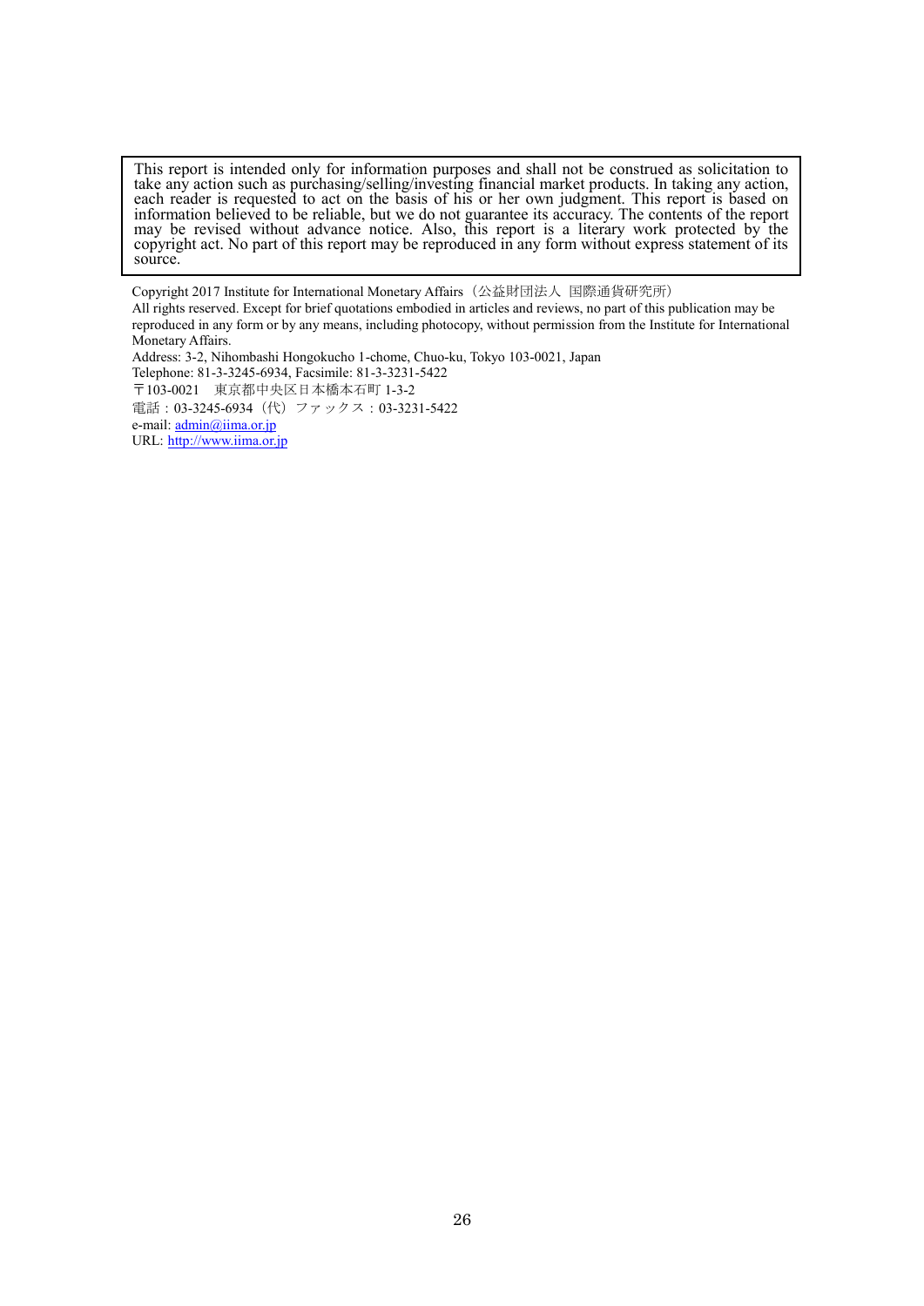This report is intended only for information purposes and shall not be construed as solicitation to take any action such as purchasing/selling/investing financial market products. In taking any action, each reader is requested to act on the basis of his or her own judgment. This report is based on information believed to be reliable, but we do not guarantee its accuracy. The contents of the report may be revised without advance notice. Also, this report is a literary work protected by the copyright act. No part of this report may be reproduced in any form without express statement of its source.

Copyright 2017 Institute for International Monetary Affairs（公益財団法人 国際通貨研究所）

All rights reserved. Except for brief quotations embodied in articles and reviews, no part of this publication may be reproduced in any form or by any means, including photocopy, without permission from the Institute for International Monetary Affairs.

Address: 3-2, Nihombashi Hongokucho 1-chome, Chuo-ku, Tokyo 103-0021, Japan

Telephone: 81-3-3245-6934, Facsimile: 81-3-3231-5422

〒103-0021　東京都中央区日本橋本石町 1-3-2

電話：03-3245-6934（代）ファックス：03-3231-5422

e-mail: admin@iima.or.jp

URL: http://www.iima.or.jp